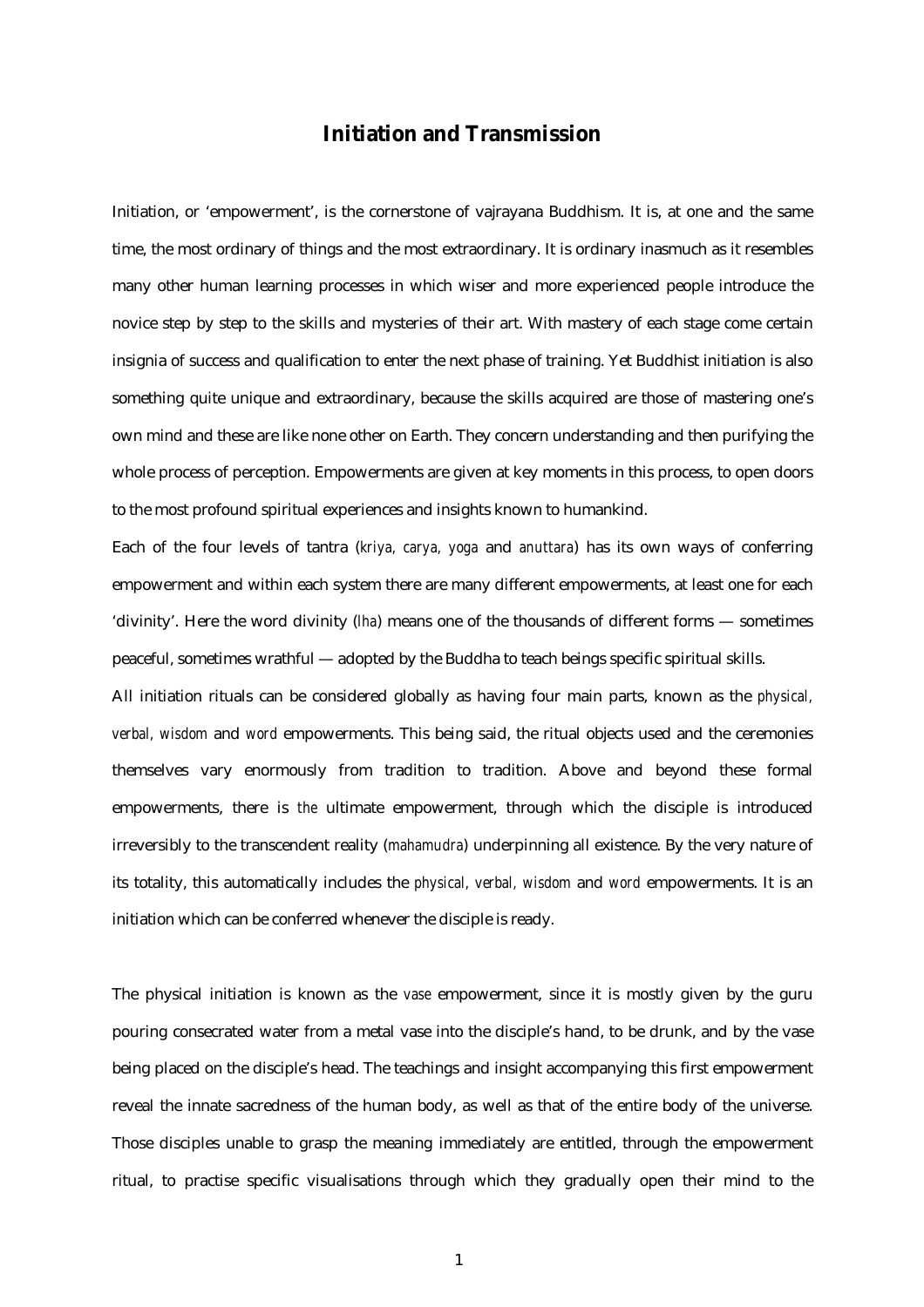# Initiation and Transmission

Initiation, or 'empowerment', is the cornerstone of vajrayana Buddhism. It is, at one and the same time, the most ordinary of things and the most extraordinary. It is ordinary inasmuch as it resembles many other human learning processes in which wiser and more experienced people introduce the novice step by step to the skills and mysteries of their art. With mastery of each stage come certain insignia of success and qualification to enter the next phase of training. Yet Buddhist initiation is also something quite unique and extraordinary, because the skills acquired are those of mastering one's own mind and these are like none other on Earth. They concern understanding and then purifying the whole process of perception. Empowerments are given at key moments in this process, to open doors to the most profound spiritual experiences and insights known to humankind.

Each of the four levels of tantra (*kriya, carya, yoga* and *anuttara*) has its own ways of conferring empowerment and within each system there are many different empowerments, at least one for each 'divinity'. Here the word divinity (*lha*) means one of the thousands of different forms — sometimes peaceful, sometimes wrathful — adopted by the Buddha to teach beings specific spiritual skills.

All initiation rituals can be considered globally as having four main parts, known as the *physical, verbal, wisdom* and *word* empowerments. This being said, the ritual objects used and the ceremonies themselves vary enormously from tradition to tradition. Above and beyond these formal empowerments, there is *the* ultimate empowerment, through which the disciple is introduced irreversibly to the transcendent reality (*mahamudra*) underpinning all existence. By the very nature of its totality, this automatically includes the *physical, verbal, wisdom* and *word* empowerments. It is an initiation which can be conferred whenever the disciple is ready.

The physical initiation is known as the *vase* empowerment, since it is mostly given by the guru pouring consecrated water from a metal vase into the disciple's hand, to be drunk, and by the vase being placed on the disciple's head. The teachings and insight accompanying this first empowerment reveal the innate sacredness of the human body, as well as that of the entire body of the universe. Those disciples unable to grasp the meaning immediately are entitled, through the empowerment ritual, to practise specific visualisations through which they gradually open their mind to the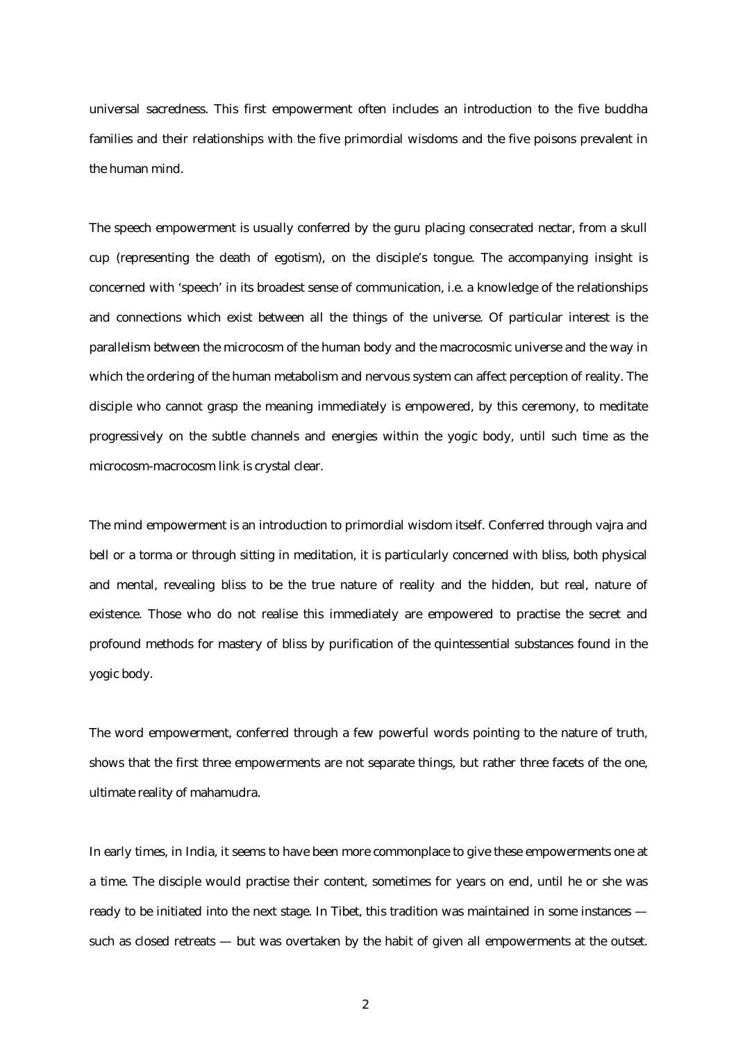universal sacredness. This first empowerment often includes an introduction to the five buddha families and their relationships with the five primordial wisdoms and the five poisons prevalent in the human mind.

The speech empowerment is usually conferred by the guru placing consecrated nectar, from a skull cup (representing the death of egotism), on the disciple's tongue. The accompanying insight is concerned with 'speech' in its broadest sense of communication, i.e. a knowledge of the relationships and connections which exist between all the things of the universe. Of particular interest is the parallelism between the microcosm of the human body and the macrocosmic universe and the way in which the ordering of the human metabolism and nervous system can affect perception of reality. The disciple who cannot grasp the meaning immediately is empowered, by this ceremony, to meditate progressively on the subtle channels and energies within the yogic body, until such time as the microcosm-macrocosm link is crystal clear.

The mind empowerment is an introduction to primordial wisdom itself. Conferred through vajra and bell or a torma or through sitting in meditation, it is particularly concerned with bliss, both physical and mental, revealing bliss to be the true nature of reality and the hidden, but real, nature of existence. Those who do not realise this immediately are empowered to practise the secret and profound methods for mastery of bliss by purification of the quintessential substances found in the yogic body.

The word empowerment, conferred through a few powerful words pointing to the nature of truth, shows that the first three empowerments are not separate things, but rather three facets of the one, ultimate reality of mahamudra.

In early times, in India, it seems to have been more commonplace to give these empowerments one at a time. The disciple would practise their content, sometimes for years on end, until he or she was ready to be initiated into the next stage. In Tibet, this tradition was maintained in some instances — such as closed retreats — but was overtaken by the habit of given all empowerments at the outset.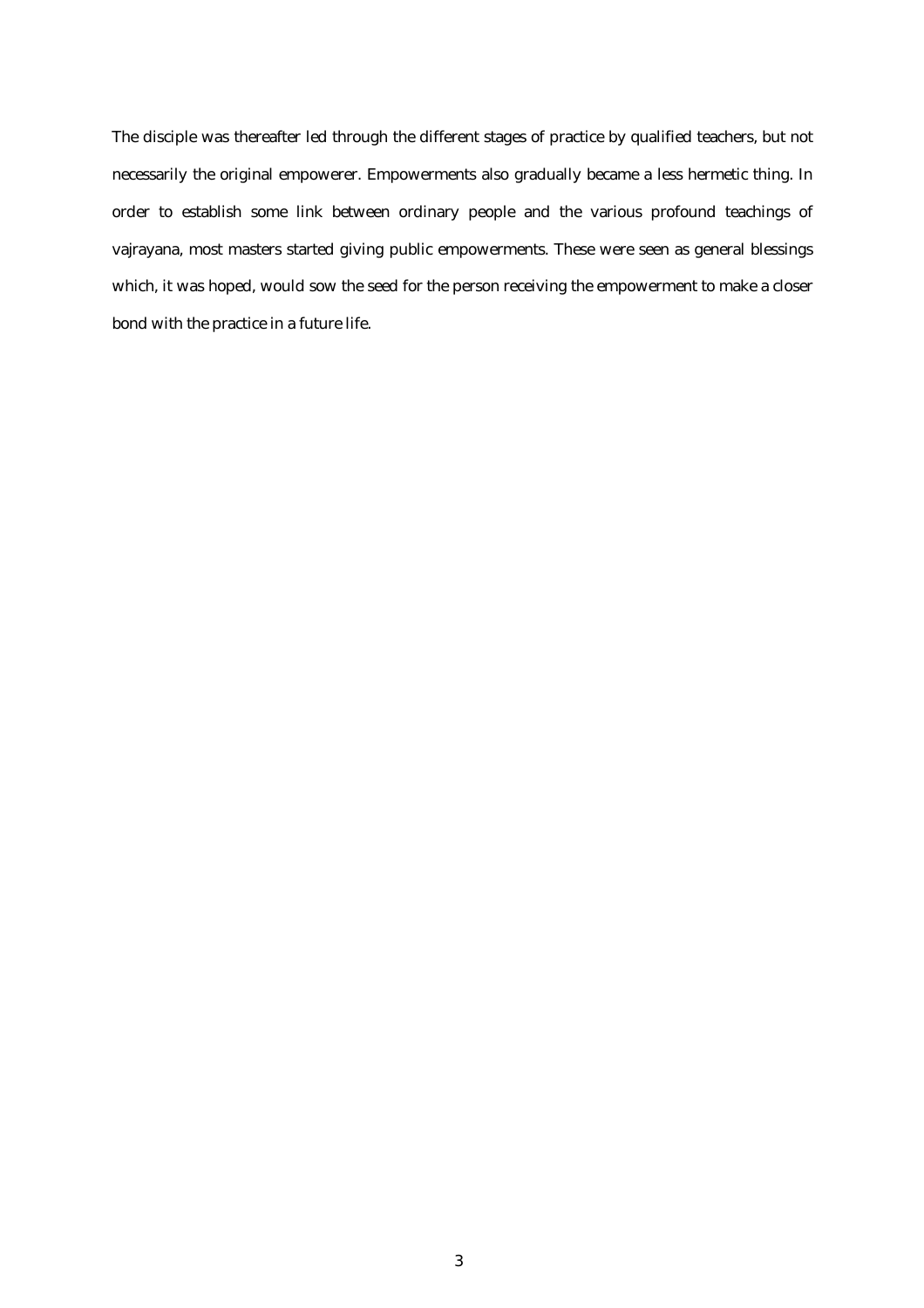The disciple was thereafter led through the different stages of practice by qualified teachers, but not necessarily the original empowerer. Empowerments also gradually became a less hermetic thing. In order to establish some link between ordinary people and the various profound teachings of vajrayana, most masters started giving public empowerments. These were seen as general blessings which, it was hoped, would sow the seed for the person receiving the empowerment to make a closer bond with the practice in a future life.